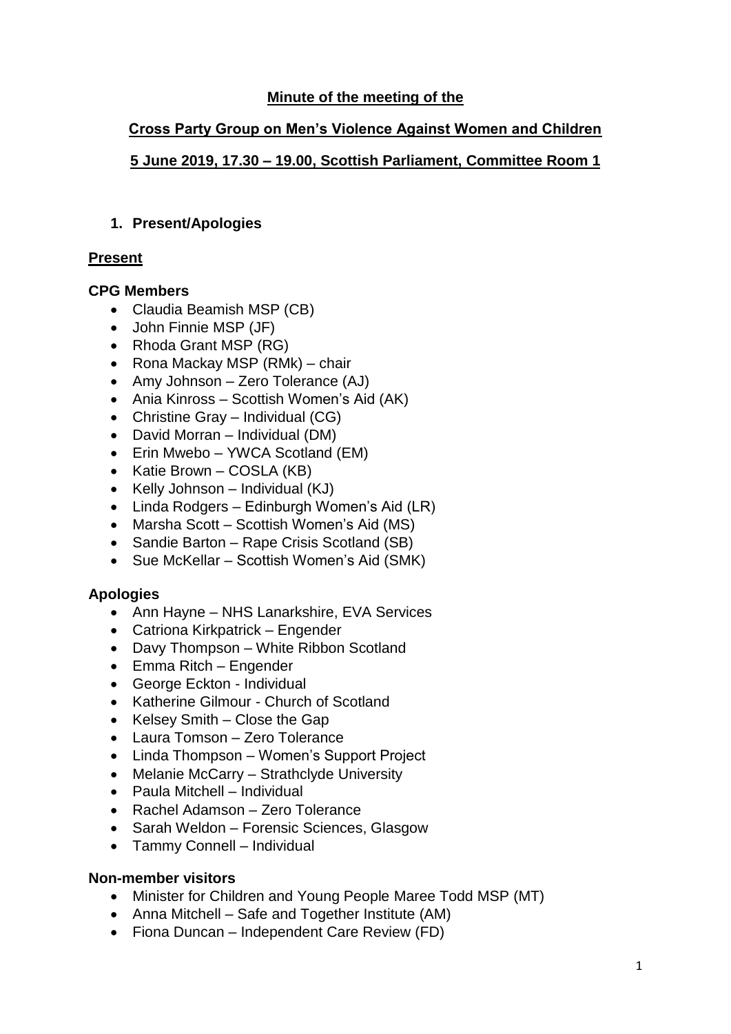**Minute of the meeting of the**

**Cross Party Group on Men's Violence Against Women and Children**

**5 June 2019, 17.30 – 19.00, Scottish Parliament, Committee Room 1**

## 1. Present/Apologies

### Present

#### CPG Members

- Claudia Beamish MSP (CB)
- John Finnie MSP (JF)
- Rhoda Grant MSP (RG)
- Rona Mackay MSP (RMk) – chair
- Amy Johnson – Zero Tolerance (AJ)
- Ania Kinross – Scottish Women's Aid (AK)
- Christine Gray – Individual (CG)
- David Morran – Individual (DM)
- Erin Mwebo – YWCA Scotland (EM)
- Katie Brown – COSLA (KB)
- Kelly Johnson – Individual (KJ)
- Linda Rodgers – Edinburgh Women's Aid (LR)
- Marsha Scott – Scottish Women's Aid (MS)
- Sandie Barton – Rape Crisis Scotland (SB)
- Sue McKellar – Scottish Women's Aid (SMK)

#### Apologies

- Ann Hayne – NHS Lanarkshire, EVA Services
- Catriona Kirkpatrick – Engender
- Davy Thompson – White Ribbon Scotland
- Emma Ritch – Engender
- George Eckton - Individual
- Katherine Gilmour - Church of Scotland
- Kelsey Smith – Close the Gap
- Laura Tomson – Zero Tolerance
- Linda Thompson – Women's Support Project
- Melanie McCarry – Strathclyde University
- Paula Mitchell – Individual
- Rachel Adamson – Zero Tolerance
- Sarah Weldon – Forensic Sciences, Glasgow
- Tammy Connell – Individual

#### Non-member visitors

- Minister for Children and Young People Maree Todd MSP (MT)
- Anna Mitchell – Safe and Together Institute (AM)
- Fiona Duncan – Independent Care Review (FD)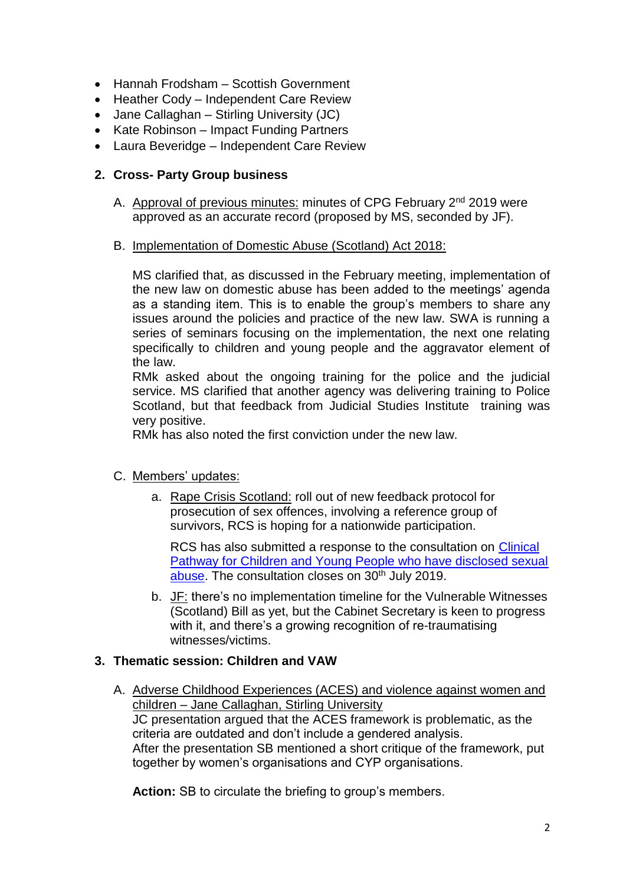- Hannah Frodsham – Scottish Government
- Heather Cody – Independent Care Review
- Jane Callaghan – Stirling University (JC)
- Kate Robinson – Impact Funding Partners
- Laura Beveridge – Independent Care Review

## 2. Cross- Party Group business

A. Approval of previous minutes: minutes of CPG February 2nd 2019 were approved as an accurate record (proposed by MS, seconded by JF).

B. Implementation of Domestic Abuse (Scotland) Act 2018:

MS clarified that, as discussed in the February meeting, implementation of the new law on domestic abuse has been added to the meetings' agenda as a standing item. This is to enable the group's members to share any issues around the policies and practice of the new law. SWA is running a series of seminars focusing on the implementation, the next one relating specifically to children and young people and the aggravator element of the law.
RMk asked about the ongoing training for the police and the judicial service. MS clarified that another agency was delivering training to Police Scotland, but that feedback from Judicial Studies Institute training was very positive.
RMk has also noted the first conviction under the new law.

C. Members' updates:

a. Rape Crisis Scotland: roll out of new feedback protocol for prosecution of sex offences, involving a reference group of survivors, RCS is hoping for a nationwide participation.

RCS has also submitted a response to the consultation on Clinical Pathway for Children and Young People who have disclosed sexual abuse. The consultation closes on 30th July 2019.

b. JF: there's no implementation timeline for the Vulnerable Witnesses (Scotland) Bill as yet, but the Cabinet Secretary is keen to progress with it, and there's a growing recognition of re-traumatising witnesses/victims.

## 3. Thematic session: Children and VAW

A. Adverse Childhood Experiences (ACES) and violence against women and children – Jane Callaghan, Stirling University
JC presentation argued that the ACES framework is problematic, as the criteria are outdated and don't include a gendered analysis.
After the presentation SB mentioned a short critique of the framework, put together by women's organisations and CYP organisations.

**Action:** SB to circulate the briefing to group's members.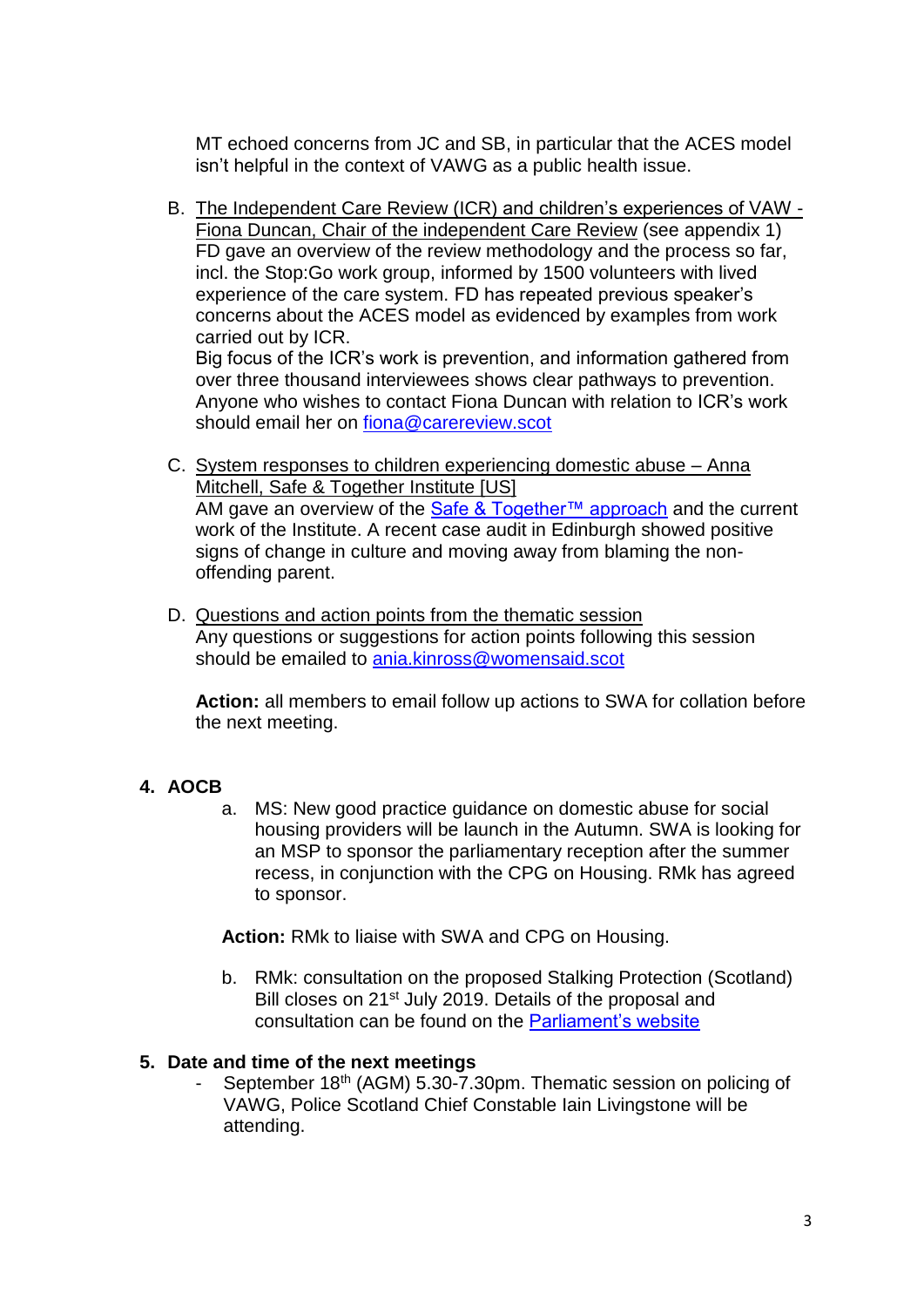MT echoed concerns from JC and SB, in particular that the ACES model isn't helpful in the context of VAWG as a public health issue.

B. The Independent Care Review (ICR) and children's experiences of VAW - Fiona Duncan, Chair of the independent Care Review (see appendix 1)
FD gave an overview of the review methodology and the process so far, incl. the Stop:Go work group, informed by 1500 volunteers with lived experience of the care system. FD has repeated previous speaker's concerns about the ACES model as evidenced by examples from work carried out by ICR.
Big focus of the ICR's work is prevention, and information gathered from over three thousand interviewees shows clear pathways to prevention. Anyone who wishes to contact Fiona Duncan with relation to ICR's work should email her on fiona@carereview.scot

C. System responses to children experiencing domestic abuse – Anna Mitchell, Safe & Together Institute [US]
AM gave an overview of the Safe & Together™ approach and the current work of the Institute. A recent case audit in Edinburgh showed positive signs of change in culture and moving away from blaming the non-offending parent.

D. Questions and action points from the thematic session
Any questions or suggestions for action points following this session should be emailed to ania.kinross@womensaid.scot

**Action:** all members to email follow up actions to SWA for collation before the next meeting.

## 4. AOCB

a. MS: New good practice guidance on domestic abuse for social housing providers will be launch in the Autumn. SWA is looking for an MSP to sponsor the parliamentary reception after the summer recess, in conjunction with the CPG on Housing. RMk has agreed to sponsor.

**Action:** RMk to liaise with SWA and CPG on Housing.

b. RMk: consultation on the proposed Stalking Protection (Scotland) Bill closes on 21st July 2019. Details of the proposal and consultation can be found on the Parliament's website

## 5. Date and time of the next meetings

- September 18th (AGM) 5.30-7.30pm. Thematic session on policing of VAWG, Police Scotland Chief Constable Iain Livingstone will be attending.